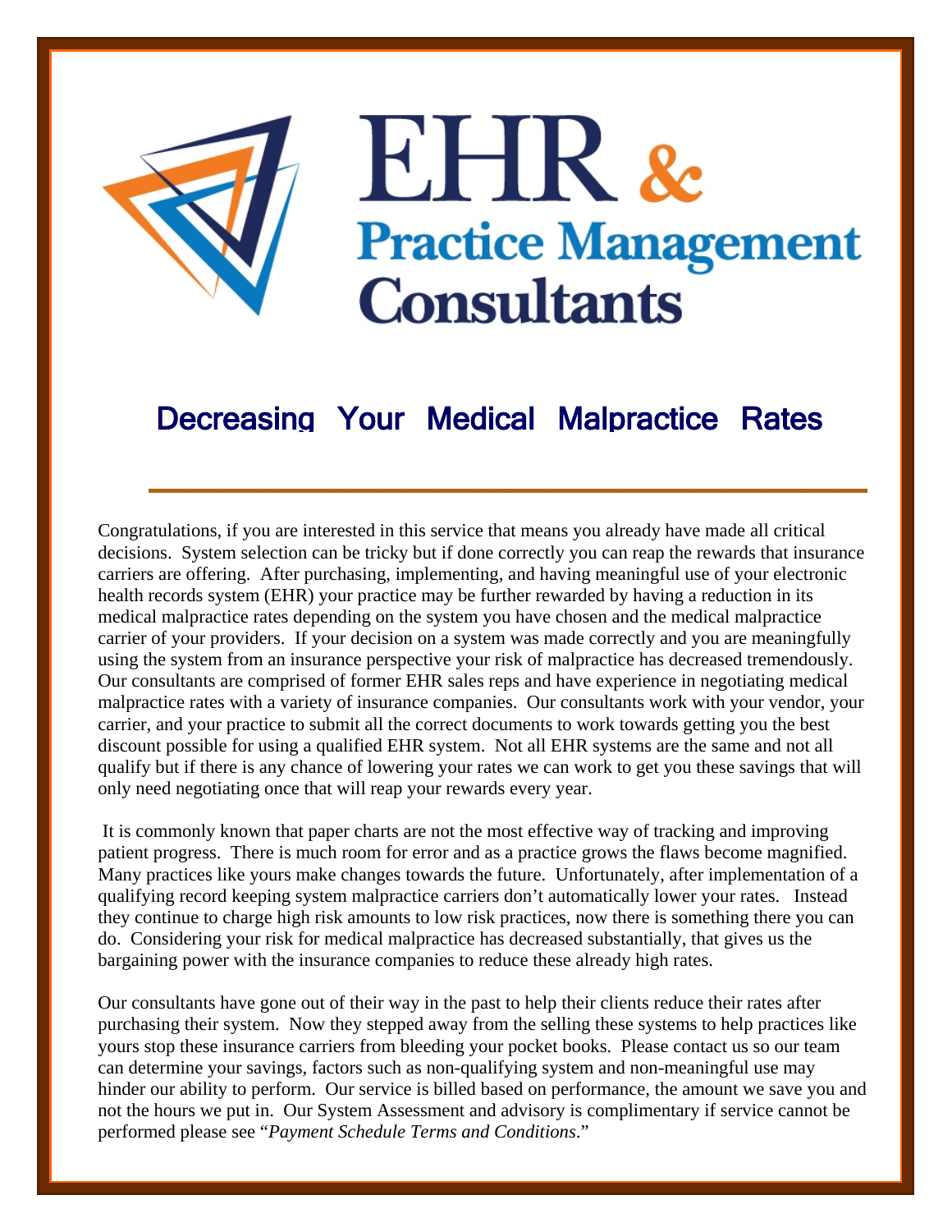# EHR & Practice Management Consultants

## Decreasing Your Medical Malpractice Rates

Congratulations, if you are interested in this service that means you already have made all critical decisions. System selection can be tricky but if done correctly you can reap the rewards that insurance carriers are offering. After purchasing, implementing, and having meaningful use of your electronic health records system (EHR) your practice may be further rewarded by having a reduction in its medical malpractice rates depending on the system you have chosen and the medical malpractice carrier of your providers. If your decision on a system was made correctly and you are meaningfully using the system from an insurance perspective your risk of malpractice has decreased tremendously. Our consultants are comprised of former EHR sales reps and have experience in negotiating medical malpractice rates with a variety of insurance companies. Our consultants work with your vendor, your carrier, and your practice to submit all the correct documents to work towards getting you the best discount possible for using a qualified EHR system. Not all EHR systems are the same and not all qualify but if there is any chance of lowering your rates we can work to get you these savings that will only need negotiating once that will reap your rewards every year.

It is commonly known that paper charts are not the most effective way of tracking and improving patient progress. There is much room for error and as a practice grows the flaws become magnified. Many practices like yours make changes towards the future. Unfortunately, after implementation of a qualifying record keeping system malpractice carriers don't automatically lower your rates. Instead they continue to charge high risk amounts to low risk practices, now there is something there you can do. Considering your risk for medical malpractice has decreased substantially, that gives us the bargaining power with the insurance companies to reduce these already high rates.

Our consultants have gone out of their way in the past to help their clients reduce their rates after purchasing their system. Now they stepped away from the selling these systems to help practices like yours stop these insurance carriers from bleeding your pocket books. Please contact us so our team can determine your savings, factors such as non-qualifying system and non-meaningful use may hinder our ability to perform. Our service is billed based on performance, the amount we save you and not the hours we put in. Our System Assessment and advisory is complimentary if service cannot be performed please see "*Payment Schedule Terms and Conditions*."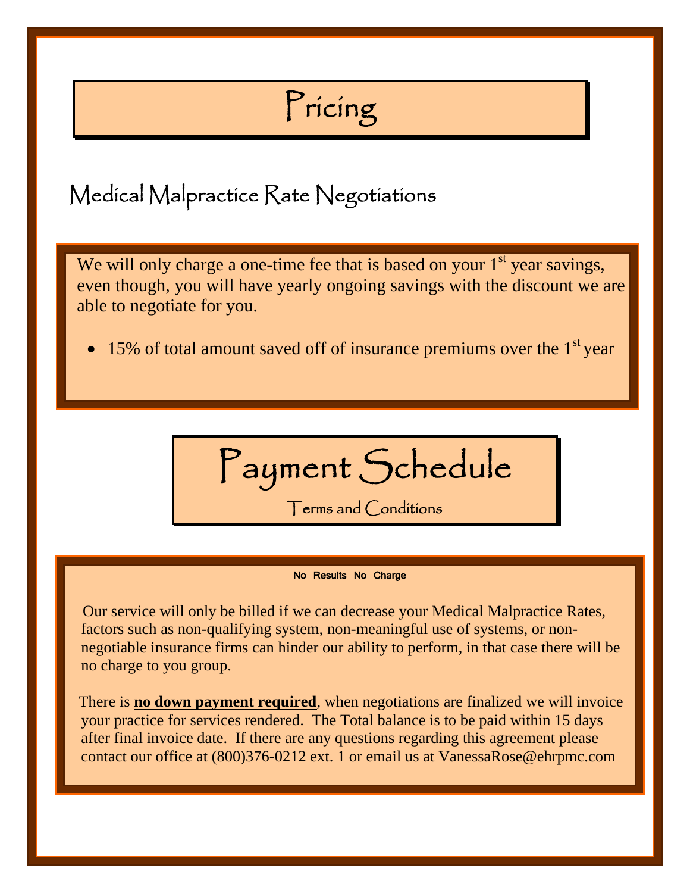# Pricing

## Medical Malpractice Rate Negotiations

We will only charge a one-time fee that is based on your 1st year savings, even though, you will have yearly ongoing savings with the discount we are able to negotiate for you.

- 15% of total amount saved off of insurance premiums over the 1st year

# Payment Schedule

Terms and Conditions

**No Results No Charge**

Our service will only be billed if we can decrease your Medical Malpractice Rates, factors such as non-qualifying system, non-meaningful use of systems, or non-negotiable insurance firms can hinder our ability to perform, in that case there will be no charge to you group.

There is **no down payment required**, when negotiations are finalized we will invoice your practice for services rendered. The Total balance is to be paid within 15 days after final invoice date. If there are any questions regarding this agreement please contact our office at (800)376-0212 ext. 1 or email us at VanessaRose@ehrpmc.com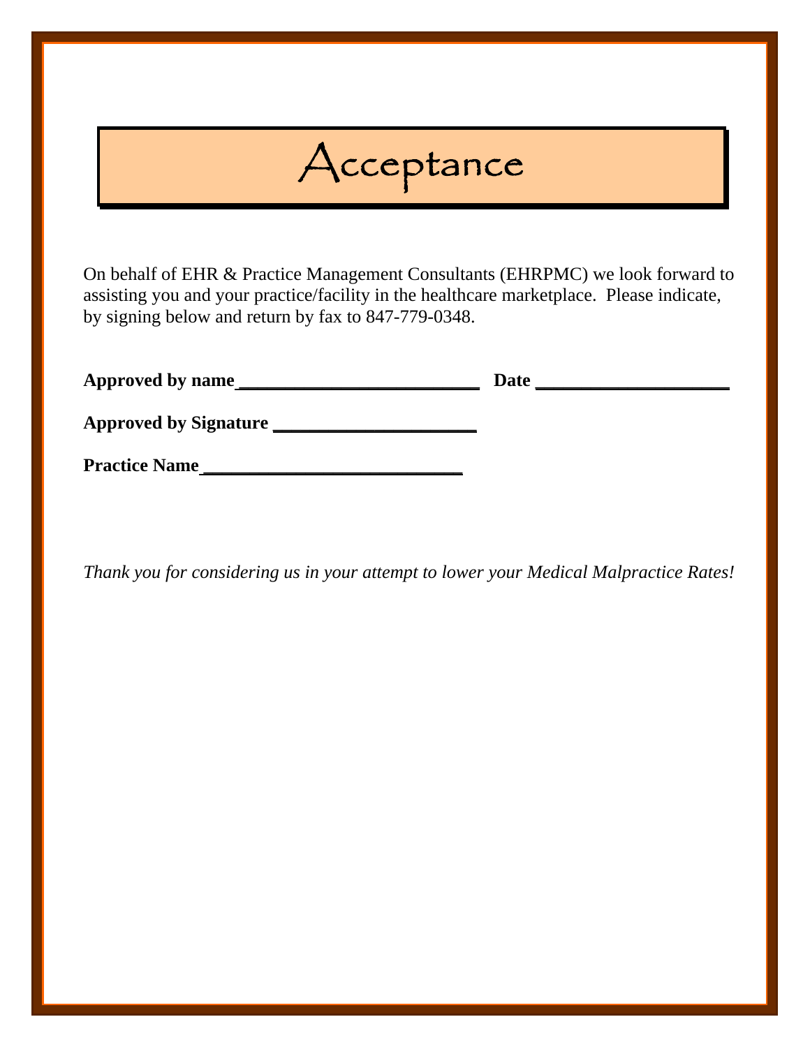# Acceptance

On behalf of EHR & Practice Management Consultants (EHRPMC) we look forward to assisting you and your practice/facility in the healthcare marketplace. Please indicate, by signing below and return by fax to 847-779-0348.

**Approved by name**_________________________ **Date** ____________________

**Approved by Signature** _____________________

**Practice Name**___________________________

*Thank you for considering us in your attempt to lower your Medical Malpractice Rates!*